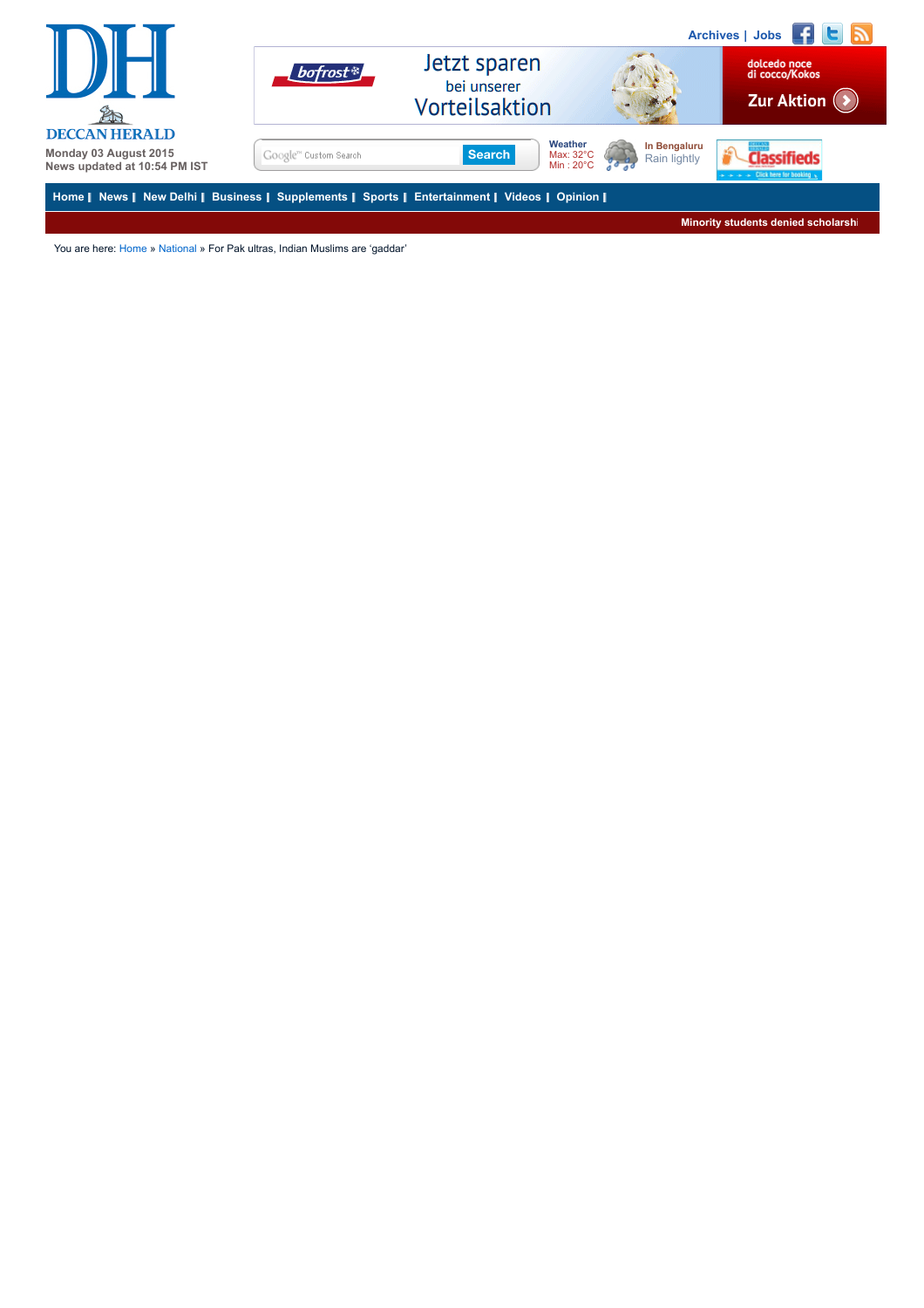**DH**

**DECCAN HERALD**

Monday 03 August 2015
News updated at 10:54 PM IST

Archives | Jobs

Weather
Max: 32°C
Min : 20°C

In Bengaluru
Rain lightly

Home | News | New Delhi | Business | Supplements | Sports | Entertainment | Videos | Opinion |

Minority students denied scholarshi

You are here: Home » National » For Pak ultras, Indian Muslims are 'gaddar'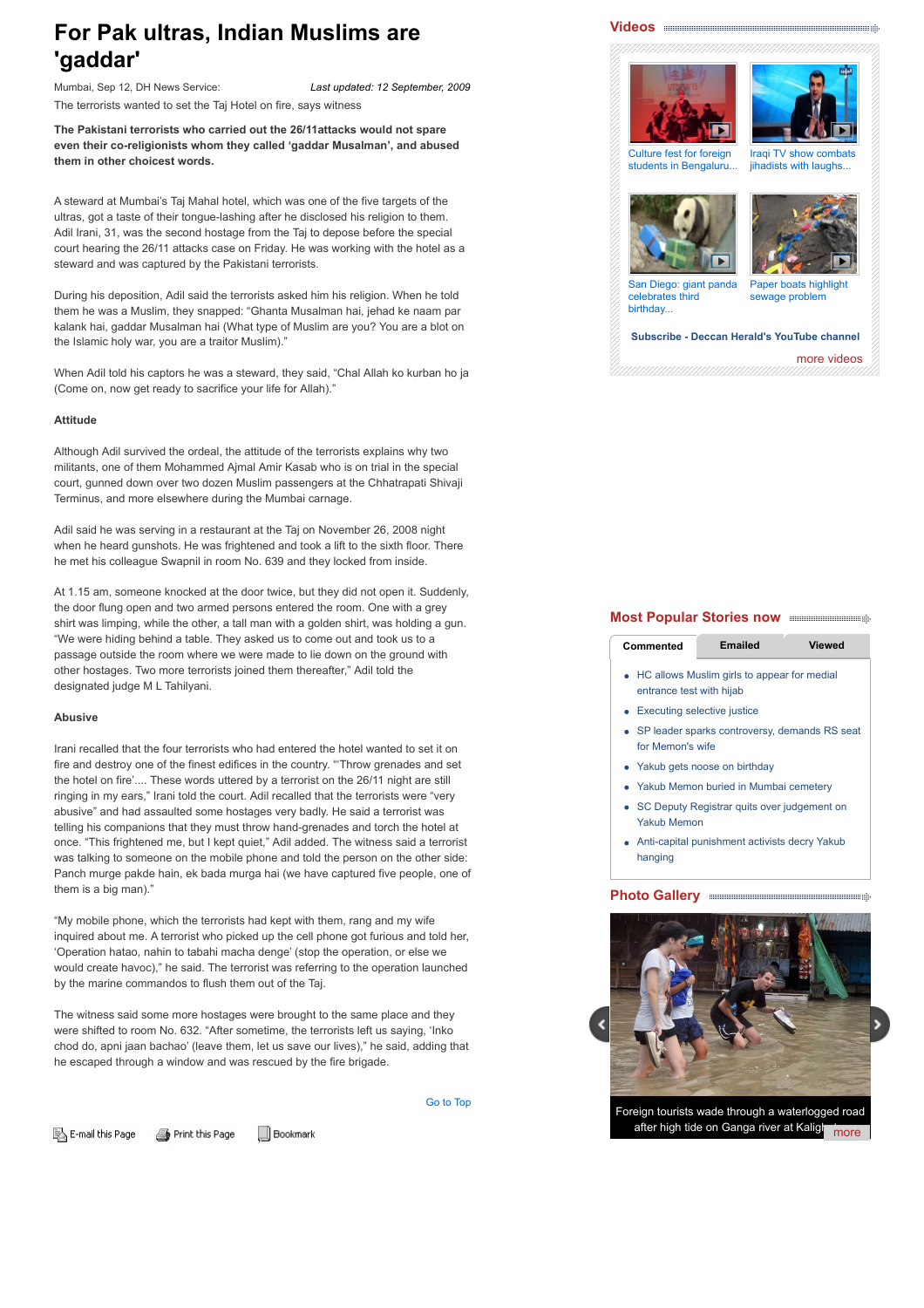# For Pak ultras, Indian Muslims are 'gaddar'

Mumbai, Sep 12, DH News Service: *Last updated: 12 September, 2009*

The terrorists wanted to set the Taj Hotel on fire, says witness

**The Pakistani terrorists who carried out the 26/11attacks would not spare even their co-religionists whom they called 'gaddar Musalman', and abused them in other choicest words.**

A steward at Mumbai's Taj Mahal hotel, which was one of the five targets of the ultras, got a taste of their tongue-lashing after he disclosed his religion to them. Adil Irani, 31, was the second hostage from the Taj to depose before the special court hearing the 26/11 attacks case on Friday. He was working with the hotel as a steward and was captured by the Pakistani terrorists.

During his deposition, Adil said the terrorists asked him his religion. When he told them he was a Muslim, they snapped: "Ghanta Musalman hai, jehad ke naam par kalank hai, gaddar Musalman hai (What type of Muslim are you? You are a blot on the Islamic holy war, you are a traitor Muslim)."

When Adil told his captors he was a steward, they said, "Chal Allah ko kurban ho ja (Come on, now get ready to sacrifice your life for Allah)."

**Attitude**

Although Adil survived the ordeal, the attitude of the terrorists explains why two militants, one of them Mohammed Ajmal Amir Kasab who is on trial in the special court, gunned down over two dozen Muslim passengers at the Chhatrapati Shivaji Terminus, and more elsewhere during the Mumbai carnage.

Adil said he was serving in a restaurant at the Taj on November 26, 2008 night when he heard gunshots. He was frightened and took a lift to the sixth floor. There he met his colleague Swapnil in room No. 639 and they locked from inside.

At 1.15 am, someone knocked at the door twice, but they did not open it. Suddenly, the door flung open and two armed persons entered the room. One with a grey shirt was limping, while the other, a tall man with a golden shirt, was holding a gun. "We were hiding behind a table. They asked us to come out and took us to a passage outside the room where we were made to lie down on the ground with other hostages. Two more terrorists joined them thereafter," Adil told the designated judge M L Tahilyani.

**Abusive**

Irani recalled that the four terrorists who had entered the hotel wanted to set it on fire and destroy one of the finest edifices in the country. "'Throw grenades and set the hotel on fire'.... These words uttered by a terrorist on the 26/11 night are still ringing in my ears," Irani told the court. Adil recalled that the terrorists were "very abusive" and had assaulted some hostages very badly. He said a terrorist was telling his companions that they must throw hand-grenades and torch the hotel at once. "This frightened me, but I kept quiet," Adil added. The witness said a terrorist was talking to someone on the mobile phone and told the person on the other side: Panch murge pakde hain, ek bada murga hai (we have captured five people, one of them is a big man)."

"My mobile phone, which the terrorists had kept with them, rang and my wife inquired about me. A terrorist who picked up the cell phone got furious and told her, 'Operation hatao, nahin to tabahi macha denge' (stop the operation, or else we would create havoc)," he said. The terrorist was referring to the operation launched by the marine commandos to flush them out of the Taj.

The witness said some more hostages were brought to the same place and they were shifted to room No. 632. "After sometime, the terrorists left us saying, 'Inko chod do, apni jaan bachao' (leave them, let us save our lives)," he said, adding that he escaped through a window and was rescued by the fire brigade.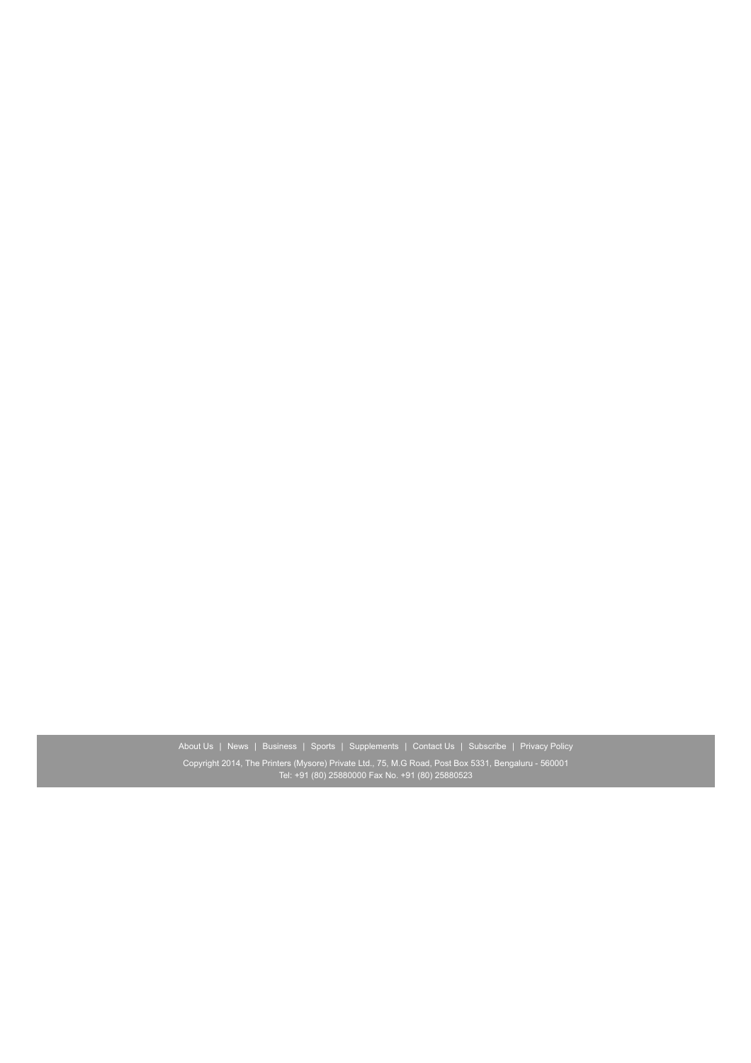About Us | News | Business | Sports | Supplements | Contact Us | Subscribe | Privacy Policy

Copyright 2014, The Printers (Mysore) Private Ltd., 75, M.G Road, Post Box 5331, Bengaluru - 560001
Tel: +91 (80) 25880000 Fax No. +91 (80) 25880523